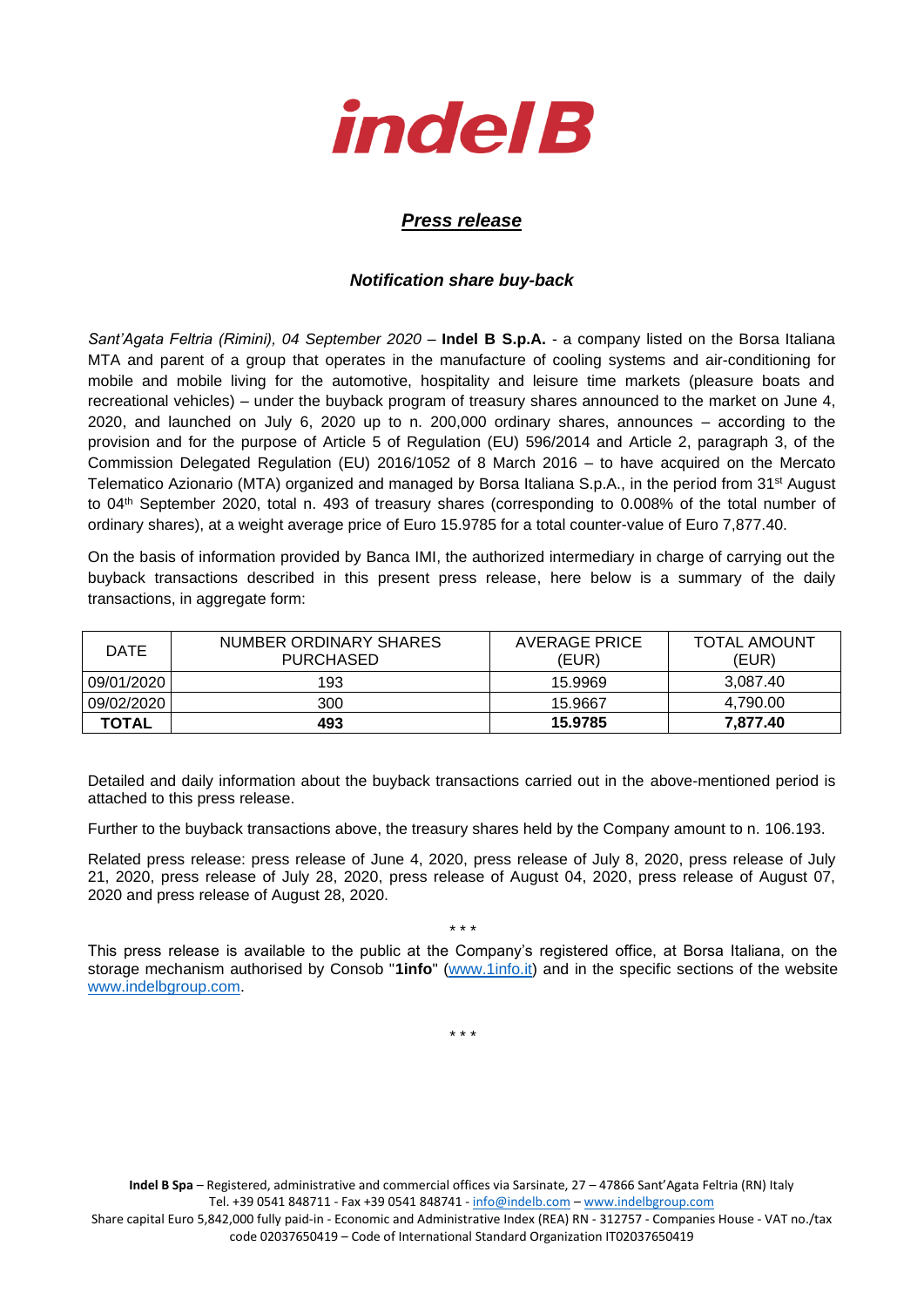# indelB

## *Press release*

### *Notification share buy-back*

*Sant'Agata Feltria (Rimini), 04 September 2020* – **Indel B S.p.A.** - a company listed on the Borsa Italiana MTA and parent of a group that operates in the manufacture of cooling systems and air-conditioning for mobile and mobile living for the automotive, hospitality and leisure time markets (pleasure boats and recreational vehicles) – under the buyback program of treasury shares announced to the market on June 4, 2020, and launched on July 6, 2020 up to n. 200,000 ordinary shares, announces – according to the provision and for the purpose of Article 5 of Regulation (EU) 596/2014 and Article 2, paragraph 3, of the Commission Delegated Regulation (EU) 2016/1052 of 8 March 2016 – to have acquired on the Mercato Telematico Azionario (MTA) organized and managed by Borsa Italiana S.p.A., in the period from 31st August to 04th September 2020, total n. 493 of treasury shares (corresponding to 0.008% of the total number of ordinary shares), at a weight average price of Euro 15.9785 for a total counter-value of Euro 7,877.40.

On the basis of information provided by Banca IMI, the authorized intermediary in charge of carrying out the buyback transactions described in this present press release, here below is a summary of the daily transactions, in aggregate form:

| DATE | NUMBER ORDINARY SHARES PURCHASED | AVERAGE PRICE (EUR) | TOTAL AMOUNT (EUR) |
|---|---|---|---|
| 09/01/2020 | 193 | 15.9969 | 3,087.40 |
| 09/02/2020 | 300 | 15.9667 | 4,790.00 |
| **TOTAL** | **493** | **15.9785** | **7,877.40** |

Detailed and daily information about the buyback transactions carried out in the above-mentioned period is attached to this press release.

Further to the buyback transactions above, the treasury shares held by the Company amount to n. 106.193.

Related press release: press release of June 4, 2020, press release of July 8, 2020, press release of July 21, 2020, press release of July 28, 2020, press release of August 04, 2020, press release of August 07, 2020 and press release of August 28, 2020.

\* \* \*

This press release is available to the public at the Company's registered office, at Borsa Italiana, on the storage mechanism authorised by Consob "**1info**" (www.1info.it) and in the specific sections of the website www.indelbgroup.com.

\* \* \*

**Indel B Spa** – Registered, administrative and commercial offices via Sarsinate, 27 – 47866 Sant'Agata Feltria (RN) Italy
Tel. +39 0541 848711 - Fax +39 0541 848741 - info@indelb.com – www.indelbgroup.com
Share capital Euro 5,842,000 fully paid-in - Economic and Administrative Index (REA) RN - 312757 - Companies House - VAT no./tax code 02037650419 – Code of International Standard Organization IT02037650419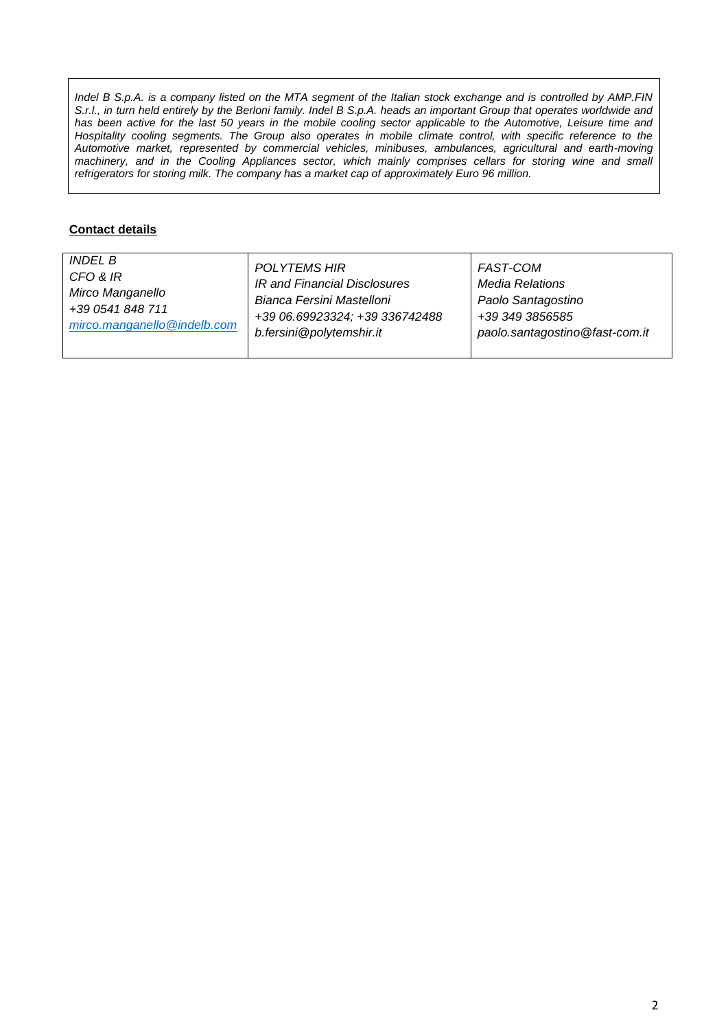*Indel B S.p.A. is a company listed on the MTA segment of the Italian stock exchange and is controlled by AMP.FIN S.r.l., in turn held entirely by the Berloni family. Indel B S.p.A. heads an important Group that operates worldwide and has been active for the last 50 years in the mobile cooling sector applicable to the Automotive, Leisure time and Hospitality cooling segments. The Group also operates in mobile climate control, with specific reference to the Automotive market, represented by commercial vehicles, minibuses, ambulances, agricultural and earth-moving machinery, and in the Cooling Appliances sector, which mainly comprises cellars for storing wine and small refrigerators for storing milk. The company has a market cap of approximately Euro 96 million.*

**Contact details**

| | | |
|---|---|---|
| *INDEL B*<br>*CFO & IR*<br>*Mirco Manganello*<br>*+39 0541 848 711*<br>*mirco.manganello@indelb.com* | *POLYTEMS HIR*<br>*IR and Financial Disclosures*<br>*Bianca Fersini Mastelloni*<br>*+39 06.69923324; +39 336742488*<br>*b.fersini@polytemshir.it* | *FAST-COM*<br>*Media Relations*<br>*Paolo Santagostino*<br>*+39 349 3856585*<br>*paolo.santagostino@fast-com.it* |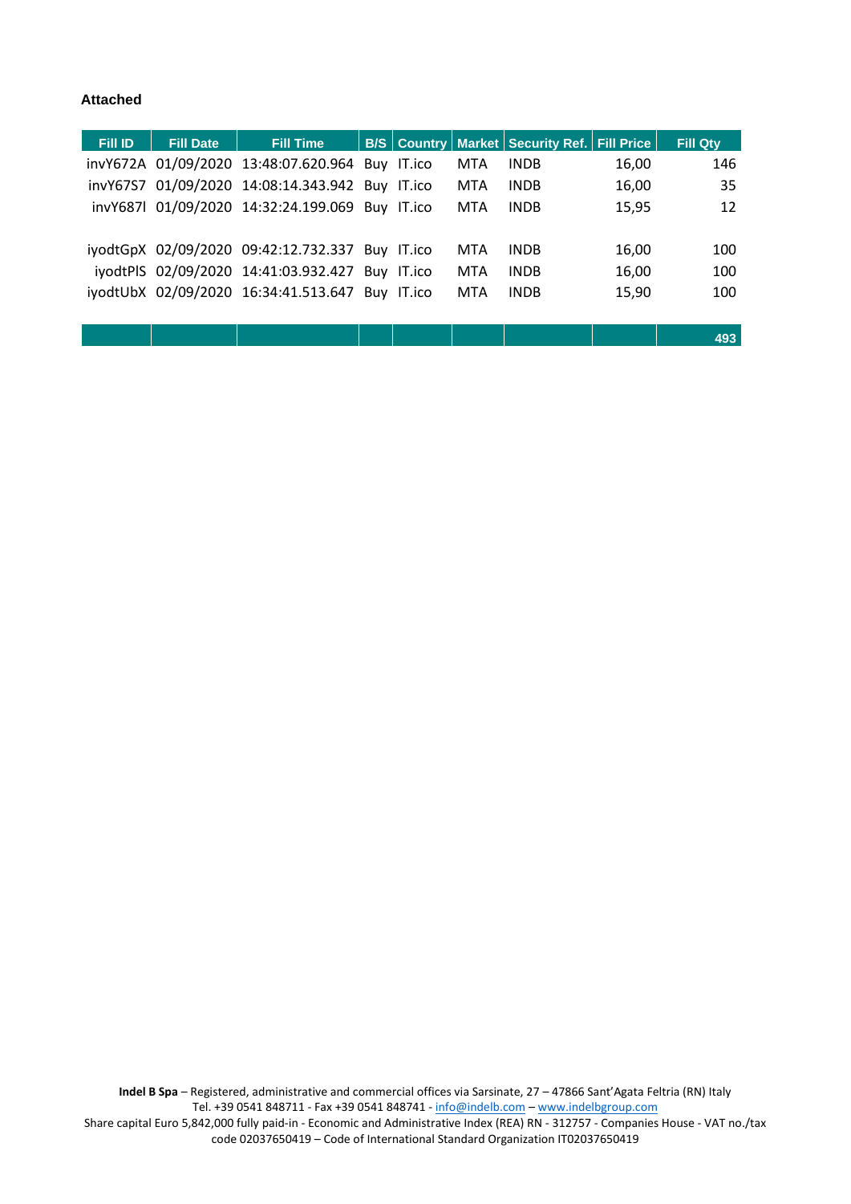**Attached**

| Fill ID | Fill Date | Fill Time | B/S | Country | Market | Security Ref. | Fill Price | Fill Qty |
|---|---|---|---|---|---|---|---|---|
| invY672A | 01/09/2020 | 13:48:07.620.964 | Buy | IT.ico | MTA | INDB | 16,00 | 146 |
| invY67S7 | 01/09/2020 | 14:08:14.343.942 | Buy | IT.ico | MTA | INDB | 16,00 | 35 |
| invY687l | 01/09/2020 | 14:32:24.199.069 | Buy | IT.ico | MTA | INDB | 15,95 | 12 |
| | | | | | | | | |
| iyodtGpX | 02/09/2020 | 09:42:12.732.337 | Buy | IT.ico | MTA | INDB | 16,00 | 100 |
| iyodtPlS | 02/09/2020 | 14:41:03.932.427 | Buy | IT.ico | MTA | INDB | 16,00 | 100 |
| iyodtUbX | 02/09/2020 | 16:34:41.513.647 | Buy | IT.ico | MTA | INDB | 15,90 | 100 |
| | | | | | | | | **493** |

**Indel B Spa** – Registered, administrative and commercial offices via Sarsinate, 27 – 47866 Sant'Agata Feltria (RN) Italy
Tel. +39 0541 848711 - Fax +39 0541 848741 - info@indelb.com – www.indelbgroup.com
Share capital Euro 5,842,000 fully paid-in - Economic and Administrative Index (REA) RN - 312757 - Companies House - VAT no./tax code 02037650419 – Code of International Standard Organization IT02037650419